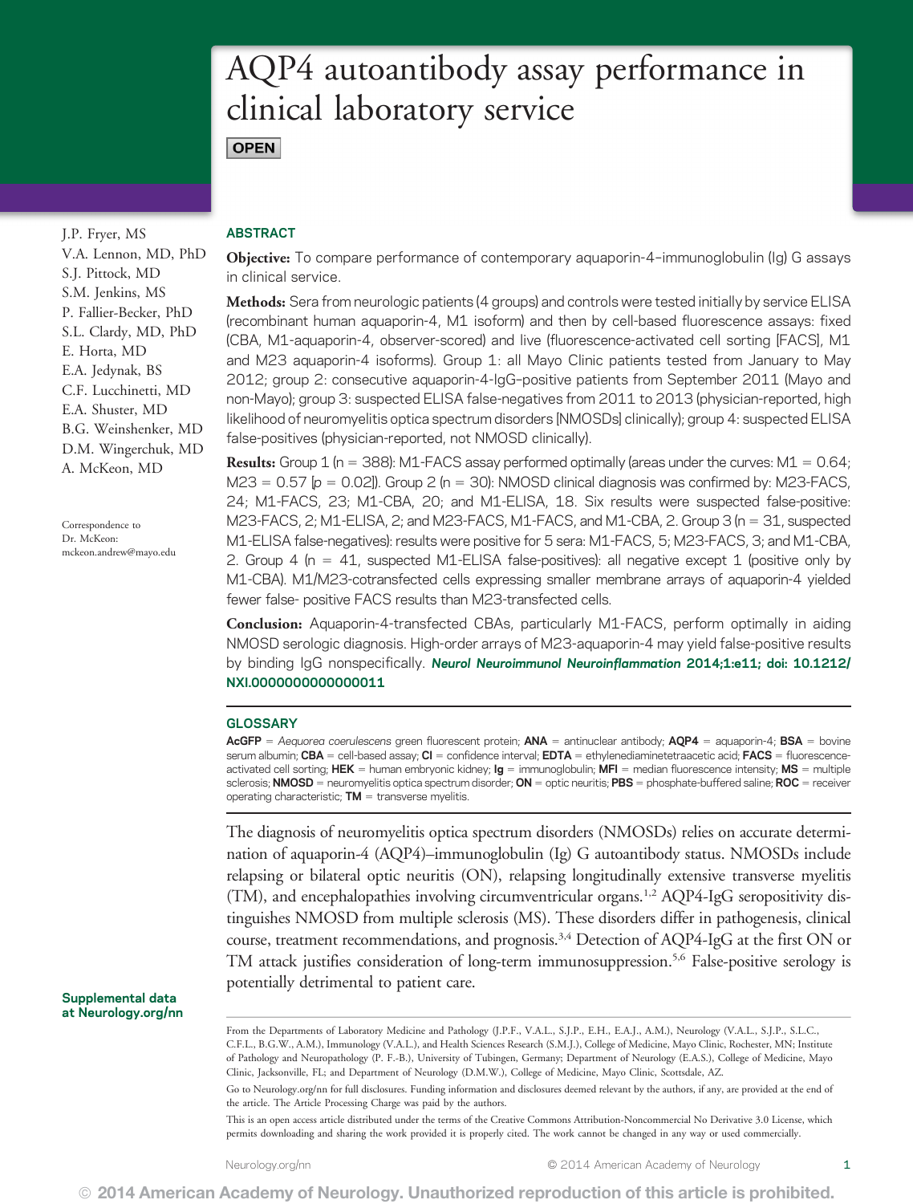# AQP4 autoantibody assay performance in clinical laboratory service

OPEN

J.P. Fryer, MS
V.A. Lennon, MD, PhD
S.J. Pittock, MD
S.M. Jenkins, MS
P. Fallier-Becker, PhD
S.L. Clardy, MD, PhD
E. Horta, MD
E.A. Jedynak, BS
C.F. Lucchinetti, MD
E.A. Shuster, MD
B.G. Weinshenker, MD
D.M. Wingerchuk, MD
A. McKeon, MD

Correspondence to Dr. McKeon: mckeon.andrew@mayo.edu

Supplemental data at Neurology.org/nn

## ABSTRACT

**Objective:** To compare performance of contemporary aquaporin-4–immunoglobulin (Ig) G assays in clinical service.

**Methods:** Sera from neurologic patients (4 groups) and controls were tested initially by service ELISA (recombinant human aquaporin-4, M1 isoform) and then by cell-based fluorescence assays: fixed (CBA, M1-aquaporin-4, observer-scored) and live (fluorescence-activated cell sorting [FACS], M1 and M23 aquaporin-4 isoforms). Group 1: all Mayo Clinic patients tested from January to May 2012; group 2: consecutive aquaporin-4-IgG–positive patients from September 2011 (Mayo and non-Mayo); group 3: suspected ELISA false-negatives from 2011 to 2013 (physician-reported, high likelihood of neuromyelitis optica spectrum disorders [NMOSDs] clinically); group 4: suspected ELISA false-positives (physician-reported, not NMOSD clinically).

**Results:** Group 1 (n = 388): M1-FACS assay performed optimally (areas under the curves: M1 = 0.64; M23 = 0.57 [p = 0.02]). Group 2 (n = 30): NMOSD clinical diagnosis was confirmed by: M23-FACS, 24; M1-FACS, 23; M1-CBA, 20; and M1-ELISA, 18. Six results were suspected false-positive: M23-FACS, 2; M1-ELISA, 2; and M23-FACS, M1-FACS, and M1-CBA, 2. Group 3 (n = 31, suspected M1-ELISA false-negatives): results were positive for 5 sera: M1-FACS, 5; M23-FACS, 3; and M1-CBA, 2. Group 4 (n = 41, suspected M1-ELISA false-positives): all negative except 1 (positive only by M1-CBA). M1/M23-cotransfected cells expressing smaller membrane arrays of aquaporin-4 yielded fewer false- positive FACS results than M23-transfected cells.

**Conclusion:** Aquaporin-4-transfected CBAs, particularly M1-FACS, perform optimally in aiding NMOSD serologic diagnosis. High-order arrays of M23-aquaporin-4 may yield false-positive results by binding IgG nonspecifically. *Neurol Neuroimmunol Neuroinflammation* **2014;1:e11; doi: 10.1212/NXI.0000000000000011**

## GLOSSARY

**AcGFP** = *Aequorea coerulescens* green fluorescent protein; **ANA** = antinuclear antibody; **AQP4** = aquaporin-4; **BSA** = bovine serum albumin; **CBA** = cell-based assay; **CI** = confidence interval; **EDTA** = ethylenediaminetetraacetic acid; **FACS** = fluorescence-activated cell sorting; **HEK** = human embryonic kidney; **Ig** = immunoglobulin; **MFI** = median fluorescence intensity; **MS** = multiple sclerosis; **NMOSD** = neuromyelitis optica spectrum disorder; **ON** = optic neuritis; **PBS** = phosphate-buffered saline; **ROC** = receiver operating characteristic; **TM** = transverse myelitis.

The diagnosis of neuromyelitis optica spectrum disorders (NMOSDs) relies on accurate determination of aquaporin-4 (AQP4)–immunoglobulin (Ig) G autoantibody status. NMOSDs include relapsing or bilateral optic neuritis (ON), relapsing longitudinally extensive transverse myelitis (TM), and encephalopathies involving circumventricular organs.[1,2] AQP4-IgG seropositivity distinguishes NMOSD from multiple sclerosis (MS). These disorders differ in pathogenesis, clinical course, treatment recommendations, and prognosis.[3,4] Detection of AQP4-IgG at the first ON or TM attack justifies consideration of long-term immunosuppression.[5,6] False-positive serology is potentially detrimental to patient care.

From the Departments of Laboratory Medicine and Pathology (J.P.F., V.A.L., S.J.P., E.H., E.A.J., A.M.), Neurology (V.A.L., S.J.P., S.L.C., C.F.L., B.G.W., A.M.), Immunology (V.A.L.), and Health Sciences Research (S.M.J.), College of Medicine, Mayo Clinic, Rochester, MN; Institute of Pathology and Neuropathology (P. F.-B.), University of Tubingen, Germany; Department of Neurology (E.A.S.), College of Medicine, Mayo Clinic, Jacksonville, FL; and Department of Neurology (D.M.W.), College of Medicine, Mayo Clinic, Scottsdale, AZ.

Go to Neurology.org/nn for full disclosures. Funding information and disclosures deemed relevant by the authors, if any, are provided at the end of the article. The Article Processing Charge was paid by the authors.

This is an open access article distributed under the terms of the Creative Commons Attribution-Noncommercial No Derivative 3.0 License, which permits downloading and sharing the work provided it is properly cited. The work cannot be changed in any way or used commercially.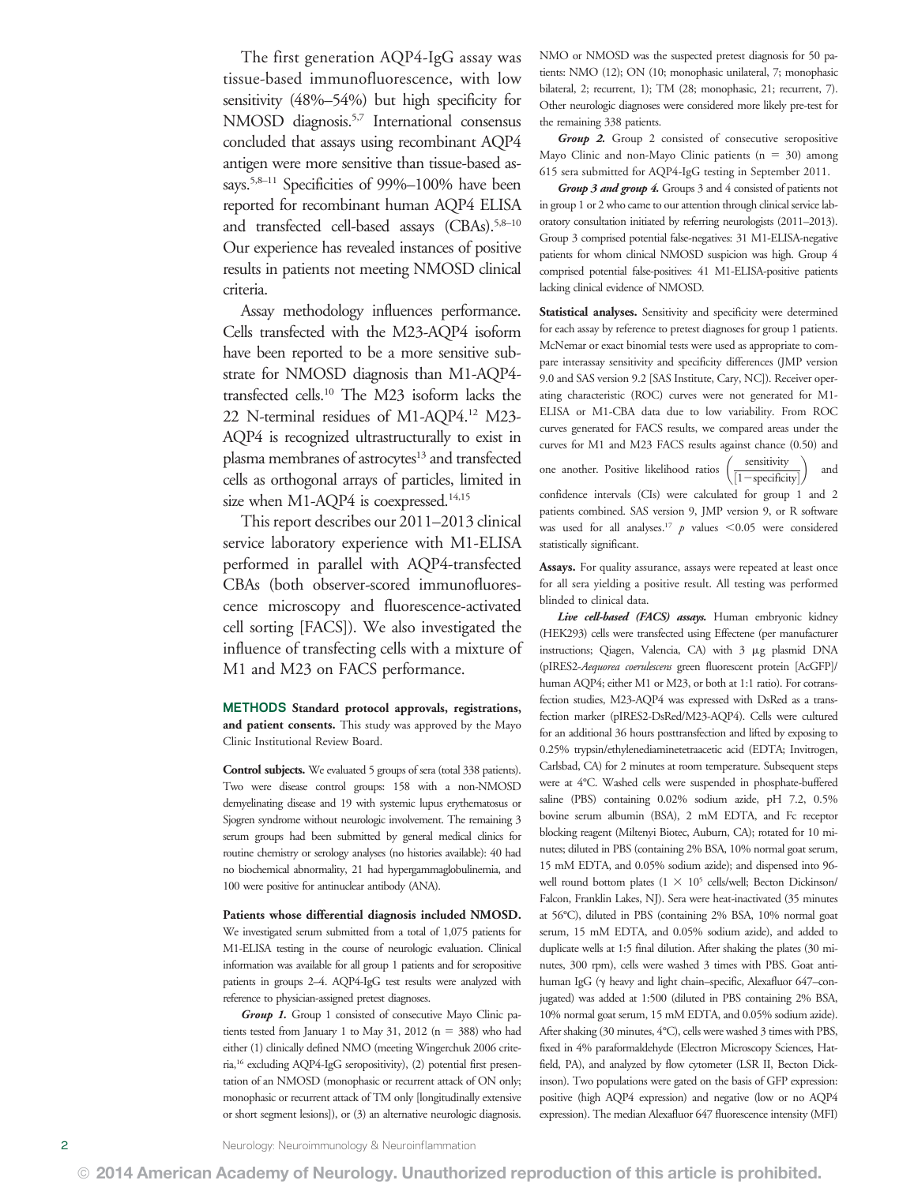The first generation AQP4-IgG assay was tissue-based immunofluorescence, with low sensitivity (48%–54%) but high specificity for NMOSD diagnosis.[5,7] International consensus concluded that assays using recombinant AQP4 antigen were more sensitive than tissue-based assays.[5,8–11] Specificities of 99%–100% have been reported for recombinant human AQP4 ELISA and transfected cell-based assays (CBAs).[5,8–10] Our experience has revealed instances of positive results in patients not meeting NMOSD clinical criteria.

Assay methodology influences performance. Cells transfected with the M23-AQP4 isoform have been reported to be a more sensitive substrate for NMOSD diagnosis than M1-AQP4-transfected cells.[10] The M23 isoform lacks the 22 N-terminal residues of M1-AQP4.[12] M23-AQP4 is recognized ultrastructurally to exist in plasma membranes of astrocytes[13] and transfected cells as orthogonal arrays of particles, limited in size when M1-AQP4 is coexpressed.[14,15]

This report describes our 2011–2013 clinical service laboratory experience with M1-ELISA performed in parallel with AQP4-transfected CBAs (both observer-scored immunofluorescence microscopy and fluorescence-activated cell sorting [FACS]). We also investigated the influence of transfecting cells with a mixture of M1 and M23 on FACS performance.

## METHODS

**Standard protocol approvals, registrations, and patient consents.** This study was approved by the Mayo Clinic Institutional Review Board.

**Control subjects.** We evaluated 5 groups of sera (total 338 patients). Two were disease control groups: 158 with a non-NMOSD demyelinating disease and 19 with systemic lupus erythematosus or Sjogren syndrome without neurologic involvement. The remaining 3 serum groups had been submitted by general medical clinics for routine chemistry or serology analyses (no histories available): 40 had no biochemical abnormality, 21 had hypergammaglobulinemia, and 100 were positive for antinuclear antibody (ANA).

**Patients whose differential diagnosis included NMOSD.** We investigated serum submitted from a total of 1,075 patients for M1-ELISA testing in the course of neurologic evaluation. Clinical information was available for all group 1 patients and for seropositive patients in groups 2–4. AQP4-IgG test results were analyzed with reference to physician-assigned pretest diagnoses.

***Group 1.*** Group 1 consisted of consecutive Mayo Clinic patients tested from January 1 to May 31, 2012 (n = 388) who had either (1) clinically defined NMO (meeting Wingerchuk 2006 criteria,[16] excluding AQP4-IgG seropositivity), (2) potential first presentation of an NMOSD (monophasic or recurrent attack of ON only; monophasic or recurrent attack of TM only [longitudinally extensive or short segment lesions]), or (3) an alternative neurologic diagnosis. NMO or NMOSD was the suspected pretest diagnosis for 50 patients: NMO (12); ON (10; monophasic unilateral, 7; monophasic bilateral, 2; recurrent, 1); TM (28; monophasic, 21; recurrent, 7). Other neurologic diagnoses were considered more likely pre-test for the remaining 338 patients.

***Group 2.*** Group 2 consisted of consecutive seropositive Mayo Clinic and non-Mayo Clinic patients (n = 30) among 615 sera submitted for AQP4-IgG testing in September 2011.

***Group 3 and group 4.*** Groups 3 and 4 consisted of patients not in group 1 or 2 who came to our attention through clinical service laboratory consultation initiated by referring neurologists (2011–2013). Group 3 comprised potential false-negatives: 31 M1-ELISA-negative patients for whom clinical NMOSD suspicion was high. Group 4 comprised potential false-positives: 41 M1-ELISA-positive patients lacking clinical evidence of NMOSD.

**Statistical analyses.** Sensitivity and specificity were determined for each assay by reference to pretest diagnoses for group 1 patients. McNemar or exact binomial tests were used as appropriate to compare interassay sensitivity and specificity differences (JMP version 9.0 and SAS version 9.2 [SAS Institute, Cary, NC]). Receiver operating characteristic (ROC) curves were not generated for M1-ELISA or M1-CBA data due to low variability. From ROC curves generated for FACS results, we compared areas under the curves for M1 and M23 FACS results against chance (0.50) and one another. Positive likelihood ratios $\left(\frac{\text{sensitivity}}{[1-\text{specificity}]}\right)$ and confidence intervals (CIs) were calculated for group 1 and 2 patients combined. SAS version 9, JMP version 9, or R software was used for all analyses.[17] $p$ values $<0.05$ were considered statistically significant.

**Assays.** For quality assurance, assays were repeated at least once for all sera yielding a positive result. All testing was performed blinded to clinical data.

***Live cell-based (FACS) assays.*** Human embryonic kidney (HEK293) cells were transfected using Effectene (per manufacturer instructions; Qiagen, Valencia, CA) with 3 μg plasmid DNA (pIRES2-*Aequorea coerulescens* green fluorescent protein [AcGFP]/human AQP4; either M1 or M23, or both at 1:1 ratio). For cotransfection studies, M23-AQP4 was expressed with DsRed as a transfection marker (pIRES2-DsRed/M23-AQP4). Cells were cultured for an additional 36 hours posttransfection and lifted by exposing to 0.25% trypsin/ethylenediaminetetraacetic acid (EDTA; Invitrogen, Carlsbad, CA) for 2 minutes at room temperature. Subsequent steps were at 4°C. Washed cells were suspended in phosphate-buffered saline (PBS) containing 0.02% sodium azide, pH 7.2, 0.5% bovine serum albumin (BSA), 2 mM EDTA, and Fc receptor blocking reagent (Miltenyi Biotec, Auburn, CA); rotated for 10 minutes; diluted in PBS (containing 2% BSA, 10% normal goat serum, 15 mM EDTA, and 0.05% sodium azide); and dispensed into 96-well round bottom plates ($1 \times 10^5$ cells/well; Becton Dickinson/Falcon, Franklin Lakes, NJ). Sera were heat-inactivated (35 minutes at 56°C), diluted in PBS (containing 2% BSA, 10% normal goat serum, 15 mM EDTA, and 0.05% sodium azide), and added to duplicate wells at 1:5 final dilution. After shaking the plates (30 minutes, 300 rpm), cells were washed 3 times with PBS. Goat anti-human IgG (γ heavy and light chain–specific, Alexafluor 647–conjugated) was added at 1:500 (diluted in PBS containing 2% BSA, 10% normal goat serum, 15 mM EDTA, and 0.05% sodium azide). After shaking (30 minutes, 4°C), cells were washed 3 times with PBS, fixed in 4% paraformaldehyde (Electron Microscopy Sciences, Hatfield, PA), and analyzed by flow cytometer (LSR II, Becton Dickinson). Two populations were gated on the basis of GFP expression: positive (high AQP4 expression) and negative (low or no AQP4 expression). The median Alexafluor 647 fluorescence intensity (MFI)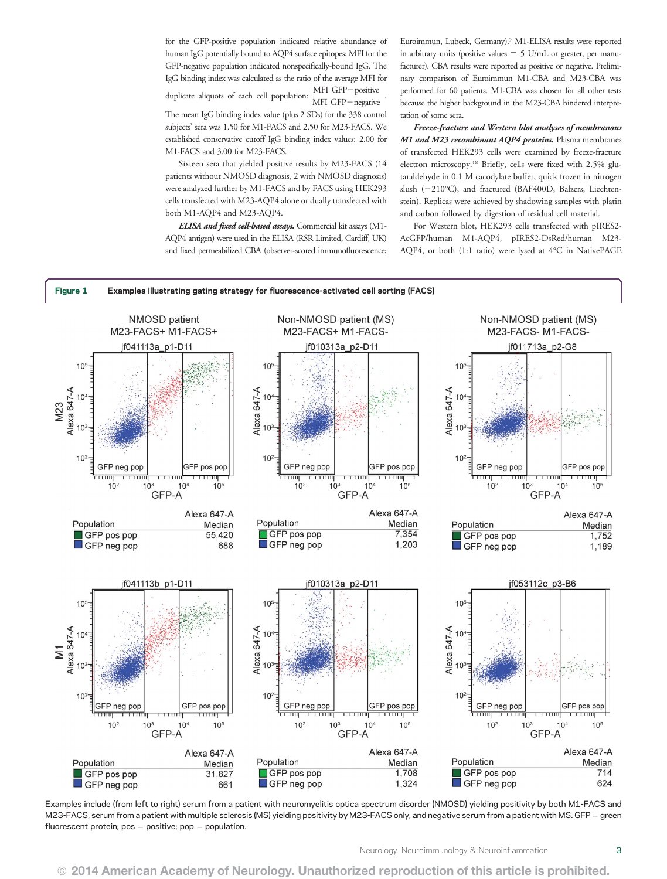for the GFP-positive population indicated relative abundance of human IgG potentially bound to AQP4 surface epitopes; MFI for the GFP-negative population indicated nonspecifically-bound IgG. The IgG binding index was calculated as the ratio of the average MFI for duplicate aliquots of each cell population: $\frac{\text{MFI GFP} - \text{positive}}{\text{MFI GFP} - \text{negative}}$. The mean IgG binding index value (plus 2 SDs) for the 338 control subjects' sera was 1.50 for M1-FACS and 2.50 for M23-FACS. We established conservative cutoff IgG binding index values: 2.00 for M1-FACS and 3.00 for M23-FACS.

Sixteen sera that yielded positive results by M23-FACS (14 patients without NMOSD diagnosis, 2 with NMOSD diagnosis) were analyzed further by M1-FACS and by FACS using HEK293 cells transfected with M23-AQP4 alone or dually transfected with both M1-AQP4 and M23-AQP4.

***ELISA and fixed cell-based assays.*** Commercial kit assays (M1-AQP4 antigen) were used in the ELISA (RSR Limited, Cardiff, UK) and fixed permeabilized CBA (observer-scored immunofluorescence; Euroimmun, Lubeck, Germany).[5] M1-ELISA results were reported in arbitrary units (positive values = 5 U/mL or greater, per manufacturer). CBA results were reported as positive or negative. Preliminary comparison of Euroimmun M1-CBA and M23-CBA was performed for 60 patients. M1-CBA was chosen for all other tests because the higher background in the M23-CBA hindered interpretation of some sera.

***Freeze-fracture and Western blot analyses of membranous M1 and M23 recombinant AQP4 proteins.*** Plasma membranes of transfected HEK293 cells were examined by freeze-fracture electron microscopy.[18] Briefly, cells were fixed with 2.5% glutaraldehyde in 0.1 M cacodylate buffer, quick frozen in nitrogen slush (−210°C), and fractured (BAF400D, Balzers, Liechtenstein). Replicas were achieved by shadowing samples with platin and carbon followed by digestion of residual cell material.

For Western blot, HEK293 cells transfected with pIRES2-AcGFP/human M1-AQP4, pIRES2-DsRed/human M23-AQP4, or both (1:1 ratio) were lysed at 4°C in NativePAGE

**Figure 1** Examples illustrating gating strategy for fluorescence-activated cell sorting (FACS)

Examples include (from left to right) serum from a patient with neuromyelitis optica spectrum disorder (NMOSD) yielding positivity by both M1-FACS and M23-FACS, serum from a patient with multiple sclerosis (MS) yielding positivity by M23-FACS only, and negative serum from a patient with MS. GFP = green fluorescent protein; pos = positive; pop = population.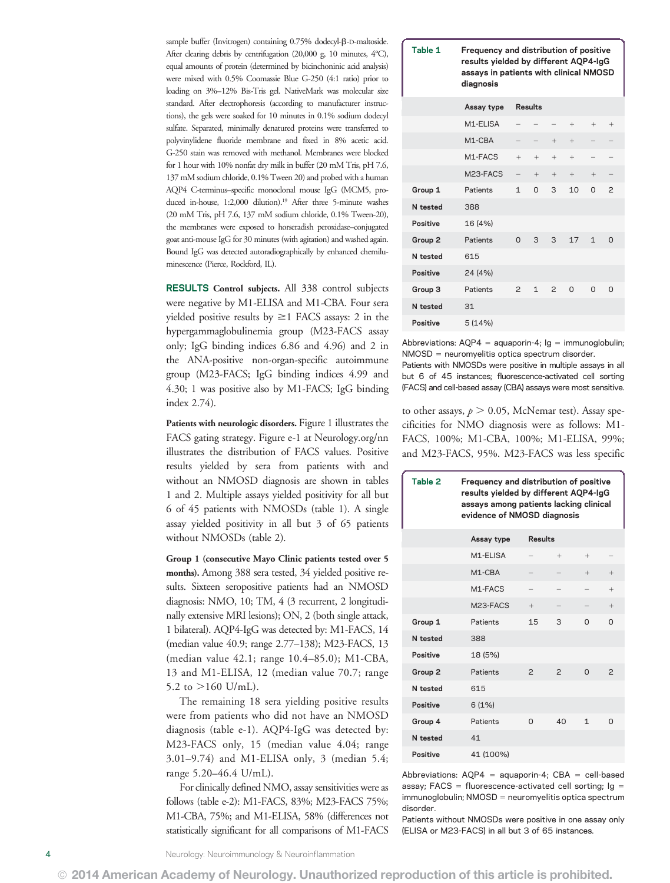sample buffer (Invitrogen) containing 0.75% dodecyl-β-D-maltoside. After clearing debris by centrifugation (20,000 g, 10 minutes, 4°C), equal amounts of protein (determined by bicinchoninic acid analysis) were mixed with 0.5% Coomassie Blue G-250 (4:1 ratio) prior to loading on 3%–12% Bis-Tris gel. NativeMark was molecular size standard. After electrophoresis (according to manufacturer instructions), the gels were soaked for 10 minutes in 0.1% sodium dodecyl sulfate. Separated, minimally denatured proteins were transferred to polyvinylidene fluoride membrane and fixed in 8% acetic acid. G-250 stain was removed with methanol. Membranes were blocked for 1 hour with 10% nonfat dry milk in buffer (20 mM Tris, pH 7.6, 137 mM sodium chloride, 0.1% Tween 20) and probed with a human AQP4 C-terminus–specific monoclonal mouse IgG (MCM5, produced in-house, 1:2,000 dilution).[19] After three 5-minute washes (20 mM Tris, pH 7.6, 137 mM sodium chloride, 0.1% Tween-20), the membranes were exposed to horseradish peroxidase–conjugated goat anti-mouse IgG for 30 minutes (with agitation) and washed again. Bound IgG was detected autoradiographically by enhanced chemiluminescence (Pierce, Rockford, IL).

## RESULTS

**Control subjects.** All 338 control subjects were negative by M1-ELISA and M1-CBA. Four sera yielded positive results by ≥1 FACS assays: 2 in the hypergammaglobulinemia group (M23-FACS assay only; IgG binding indices 6.86 and 4.96) and 2 in the ANA-positive non-organ-specific autoimmune group (M23-FACS; IgG binding indices 4.99 and 4.30; 1 was positive also by M1-FACS; IgG binding index 2.74).

**Patients with neurologic disorders.** Figure 1 illustrates the FACS gating strategy. Figure e-1 at Neurology.org/nn illustrates the distribution of FACS values. Positive results yielded by sera from patients with and without an NMOSD diagnosis are shown in tables 1 and 2. Multiple assays yielded positivity for all but 6 of 45 patients with NMOSDs (table 1). A single assay yielded positivity in all but 3 of 65 patients without NMOSDs (table 2).

**Group 1 (consecutive Mayo Clinic patients tested over 5 months).** Among 388 sera tested, 34 yielded positive results. Sixteen seropositive patients had an NMOSD diagnosis: NMO, 10; TM, 4 (3 recurrent, 2 longitudinally extensive MRI lesions); ON, 2 (both single attack, 1 bilateral). AQP4-IgG was detected by: M1-FACS, 14 (median value 40.9; range 2.77–138); M23-FACS, 13 (median value 42.1; range 10.4–85.0); M1-CBA, 13 and M1-ELISA, 12 (median value 70.7; range 5.2 to >160 U/mL).

The remaining 18 sera yielding positive results were from patients who did not have an NMOSD diagnosis (table e-1). AQP4-IgG was detected by: M23-FACS only, 15 (median value 4.04; range 3.01–9.74) and M1-ELISA only, 3 (median 5.4; range 5.20–46.4 U/mL).

For clinically defined NMO, assay sensitivities were as follows (table e-2): M1-FACS, 83%; M23-FACS 75%; M1-CBA, 75%; and M1-ELISA, 58% (differences not statistically significant for all comparisons of M1-FACS to other assays, $p > 0.05$, McNemar test). Assay specificities for NMO diagnosis were as follows: M1-FACS, 100%; M1-CBA, 100%; M1-ELISA, 99%; and M23-FACS, 95%. M23-FACS was less specific

**Table 1** Frequency and distribution of positive results yielded by different AQP4-IgG assays in patients with clinical NMOSD diagnosis

| | Assay type | Results | | | | | |
|---|---|---|---|---|---|---|---|
| | M1-ELISA | − | − | − | + | + | + |
| | M1-CBA | − | − | + | + | − | − |
| | M1-FACS | + | + | + | + | − | − |
| | M23-FACS | − | + | + | + | + | − |
| **Group 1** | Patients | 1 | 0 | 3 | 10 | 0 | 2 |
| **N tested** | 388 | | | | | | |
| **Positive** | 16 (4%) | | | | | | |
| **Group 2** | Patients | 0 | 3 | 3 | 17 | 1 | 0 |
| **N tested** | 615 | | | | | | |
| **Positive** | 24 (4%) | | | | | | |
| **Group 3** | Patients | 2 | 1 | 2 | 0 | 0 | 0 |
| **N tested** | 31 | | | | | | |
| **Positive** | 5 (14%) | | | | | | |

Abbreviations: AQP4 = aquaporin-4; Ig = immunoglobulin; NMOSD = neuromyelitis optica spectrum disorder.
Patients with NMOSDs were positive in multiple assays in all but 6 of 45 instances; fluorescence-activated cell sorting (FACS) and cell-based assay (CBA) assays were most sensitive.

**Table 2** Frequency and distribution of positive results yielded by different AQP4-IgG assays among patients lacking clinical evidence of NMOSD diagnosis

| | Assay type | Results | | | |
|---|---|---|---|---|---|
| | M1-ELISA | − | + | + | − |
| | M1-CBA | − | − | + | + |
| | M1-FACS | − | − | − | + |
| | M23-FACS | + | − | − | + |
| **Group 1** | Patients | 15 | 3 | 0 | 0 |
| **N tested** | 388 | | | | |
| **Positive** | 18 (5%) | | | | |
| **Group 2** | Patients | 2 | 2 | 0 | 2 |
| **N tested** | 615 | | | | |
| **Positive** | 6 (1%) | | | | |
| **Group 4** | Patients | 0 | 40 | 1 | 0 |
| **N tested** | 41 | | | | |
| **Positive** | 41 (100%) | | | | |

Abbreviations: AQP4 = aquaporin-4; CBA = cell-based assay; FACS = fluorescence-activated cell sorting; Ig = immunoglobulin; NMOSD = neuromyelitis optica spectrum disorder.
Patients without NMOSDs were positive in one assay only (ELISA or M23-FACS) in all but 3 of 65 instances.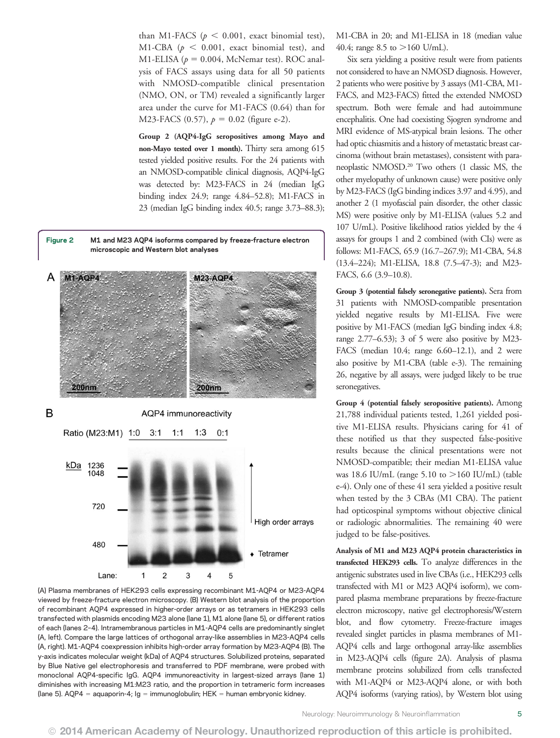than M1-FACS ($p < 0.001$, exact binomial test), M1-CBA ($p < 0.001$, exact binomial test), and M1-ELISA ($p = 0.004$, McNemar test). ROC analysis of FACS assays using data for all 50 patients with NMOSD-compatible clinical presentation (NMO, ON, or TM) revealed a significantly larger area under the curve for M1-FACS (0.64) than for M23-FACS (0.57), $p = 0.02$ (figure e-2).

**Group 2 (AQP4-IgG seropositives among Mayo and non-Mayo tested over 1 month).** Thirty sera among 615 tested yielded positive results. For the 24 patients with an NMOSD-compatible clinical diagnosis, AQP4-IgG was detected by: M23-FACS in 24 (median IgG binding index 24.9; range 4.84–52.8); M1-FACS in 23 (median IgG binding index 40.5; range 3.73–88.3); M1-CBA in 20; and M1-ELISA in 18 (median value 40.4; range 8.5 to >160 U/mL).

Six sera yielding a positive result were from patients not considered to have an NMOSD diagnosis. However, 2 patients who were positive by 3 assays (M1-CBA, M1-FACS, and M23-FACS) fitted the extended NMOSD spectrum. Both were female and had autoimmune encephalitis. One had coexisting Sjogren syndrome and MRI evidence of MS-atypical brain lesions. The other had optic chiasmitis and a history of metastatic breast carcinoma (without brain metastases), consistent with paraneoplastic NMOSD.[20] Two others (1 classic MS, the other myelopathy of unknown cause) were positive only by M23-FACS (IgG binding indices 3.97 and 4.95), and another 2 (1 myofascial pain disorder, the other classic MS) were positive only by M1-ELISA (values 5.2 and 107 U/mL). Positive likelihood ratios yielded by the 4 assays for groups 1 and 2 combined (with CIs) were as follows: M1-FACS, 65.9 (16.7–267.9); M1-CBA, 54.8 (13.4–224); M1-ELISA, 18.8 (7.5–47-3); and M23-FACS, 6.6 (3.9–10.8).

**Group 3 (potential falsely seronegative patients).** Sera from 31 patients with NMOSD-compatible presentation yielded negative results by M1-ELISA. Five were positive by M1-FACS (median IgG binding index 4.8; range 2.77–6.53); 3 of 5 were also positive by M23-FACS (median 10.4; range 6.60–12.1), and 2 were also positive by M1-CBA (table e-3). The remaining 26, negative by all assays, were judged likely to be true seronegatives.

**Group 4 (potential falsely seropositive patients).** Among 21,788 individual patients tested, 1,261 yielded positive M1-ELISA results. Physicians caring for 41 of these notified us that they suspected false-positive results because the clinical presentations were not NMOSD-compatible; their median M1-ELISA value was 18.6 IU/mL (range 5.10 to >160 IU/mL) (table e-4). Only one of these 41 sera yielded a positive result when tested by the 3 CBAs (M1 CBA). The patient had opticospinal symptoms without objective clinical or radiologic abnormalities. The remaining 40 were judged to be false-positives.

**Analysis of M1 and M23 AQP4 protein characteristics in transfected HEK293 cells.** To analyze differences in the antigenic substrates used in live CBAs (i.e., HEK293 cells transfected with M1 or M23 AQP4 isoform), we compared plasma membrane preparations by freeze-fracture electron microscopy, native gel electrophoresis/Western blot, and flow cytometry. Freeze-fracture images revealed singlet particles in plasma membranes of M1-AQP4 cells and large orthogonal array-like assemblies in M23-AQP4 cells (figure 2A). Analysis of plasma membrane proteins solubilized from cells transfected with M1-AQP4 or M23-AQP4 alone, or with both AQP4 isoforms (varying ratios), by Western blot using

**Figure 2** M1 and M23 AQP4 isoforms compared by freeze-fracture electron microscopic and Western blot analyses

(A) Plasma membranes of HEK293 cells expressing recombinant M1-AQP4 or M23-AQP4 viewed by freeze-fracture electron microscopy. (B) Western blot analysis of the proportion of recombinant AQP4 expressed in higher-order arrays or as tetramers in HEK293 cells transfected with plasmids encoding M23 alone (lane 1), M1 alone (lane 5), or different ratios of each (lanes 2–4). Intramembranous particles in M1-AQP4 cells are predominantly singlet (A, left). Compare the large lattices of orthogonal array-like assemblies in M23-AQP4 cells (A, right). M1-AQP4 coexpression inhibits high-order array formation by M23-AQP4 (B). The y-axis indicates molecular weight (kDa) of AQP4 structures. Solubilized proteins, separated by Blue Native gel electrophoresis and transferred to PDF membrane, were probed with monoclonal AQP4-specific IgG. AQP4 immunoreactivity in largest-sized arrays (lane 1) diminishes with increasing M1:M23 ratio, and the proportion in tetrameric form increases (lane 5). AQP4 = aquaporin-4; Ig = immunoglobulin; HEK = human embryonic kidney.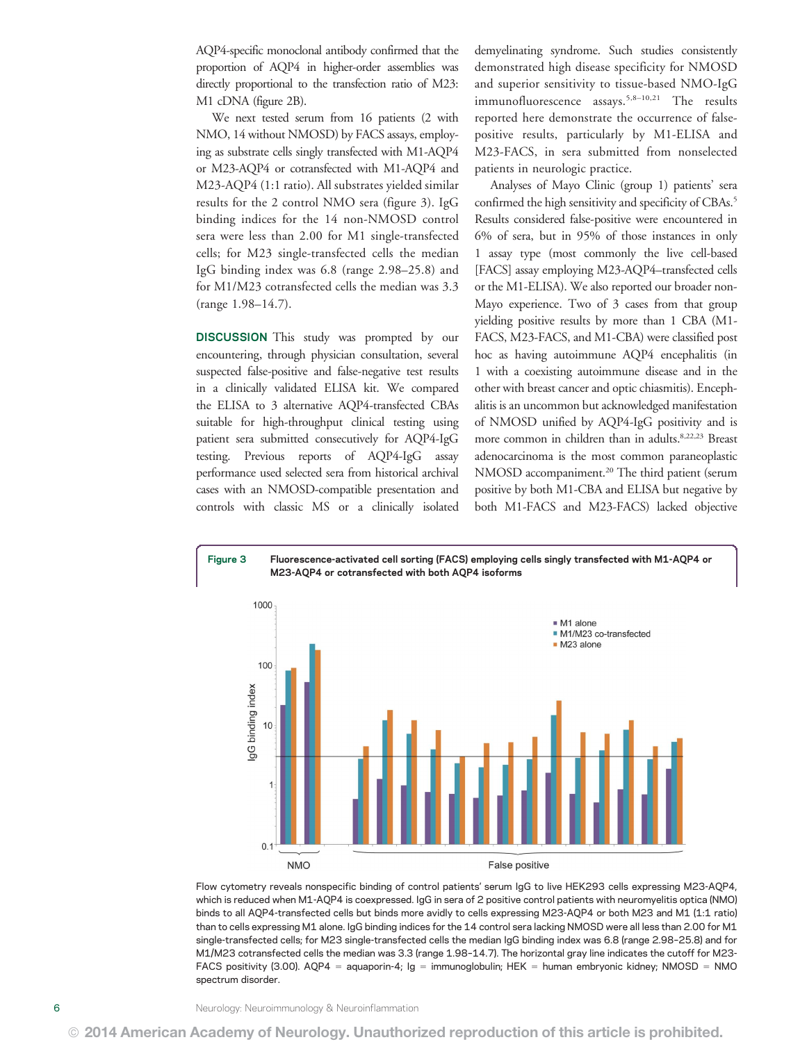AQP4-specific monoclonal antibody confirmed that the proportion of AQP4 in higher-order assemblies was directly proportional to the transfection ratio of M23:M1 cDNA (figure 2B).

We next tested serum from 16 patients (2 with NMO, 14 without NMOSD) by FACS assays, employing as substrate cells singly transfected with M1-AQP4 or M23-AQP4 or cotransfected with M1-AQP4 and M23-AQP4 (1:1 ratio). All substrates yielded similar results for the 2 control NMO sera (figure 3). IgG binding indices for the 14 non-NMOSD control sera were less than 2.00 for M1 single-transfected cells; for M23 single-transfected cells the median IgG binding index was 6.8 (range 2.98–25.8) and for M1/M23 cotransfected cells the median was 3.3 (range 1.98–14.7).

**DISCUSSION** This study was prompted by our encountering, through physician consultation, several suspected false-positive and false-negative test results in a clinically validated ELISA kit. We compared the ELISA to 3 alternative AQP4-transfected CBAs suitable for high-throughput clinical testing using patient sera submitted consecutively for AQP4-IgG testing. Previous reports of AQP4-IgG assay performance used selected sera from historical archival cases with an NMOSD-compatible presentation and controls with classic MS or a clinically isolated demyelinating syndrome. Such studies consistently demonstrated high disease specificity for NMOSD and superior sensitivity to tissue-based NMO-IgG immunofluorescence assays.[5,8–10,21] The results reported here demonstrate the occurrence of false-positive results, particularly by M1-ELISA and M23-FACS, in sera submitted from nonselected patients in neurologic practice.

Analyses of Mayo Clinic (group 1) patients' sera confirmed the high sensitivity and specificity of CBAs.[5] Results considered false-positive were encountered in 6% of sera, but in 95% of those instances in only 1 assay type (most commonly the live cell-based [FACS] assay employing M23-AQP4–transfected cells or the M1-ELISA). We also reported our broader non-Mayo experience. Two of 3 cases from that group yielding positive results by more than 1 CBA (M1-FACS, M23-FACS, and M1-CBA) were classified post hoc as having autoimmune AQP4 encephalitis (in 1 with a coexisting autoimmune disease and in the other with breast cancer and optic chiasmitis). Encephalitis is an uncommon but acknowledged manifestation of NMOSD unified by AQP4-IgG positivity and is more common in children than in adults.[8,22,23] Breast adenocarcinoma is the most common paraneoplastic NMOSD accompaniment.[20] The third patient (serum positive by both M1-CBA and ELISA but negative by both M1-FACS and M23-FACS) lacked objective

**Figure 3** Fluorescence-activated cell sorting (FACS) employing cells singly transfected with M1-AQP4 or M23-AQP4 or cotransfected with both AQP4 isoforms

Flow cytometry reveals nonspecific binding of control patients' serum IgG to live HEK293 cells expressing M23-AQP4, which is reduced when M1-AQP4 is coexpressed. IgG in sera of 2 positive control patients with neuromyelitis optica (NMO) binds to all AQP4-transfected cells but binds more avidly to cells expressing M23-AQP4 or both M23 and M1 (1:1 ratio) than to cells expressing M1 alone. IgG binding indices for the 14 control sera lacking NMOSD were all less than 2.00 for M1 single-transfected cells; for M23 single-transfected cells the median IgG binding index was 6.8 (range 2.98–25.8) and for M1/M23 cotransfected cells the median was 3.3 (range 1.98–14.7). The horizontal gray line indicates the cutoff for M23-FACS positivity (3.00). AQP4 = aquaporin-4; Ig = immunoglobulin; HEK = human embryonic kidney; NMOSD = NMO spectrum disorder.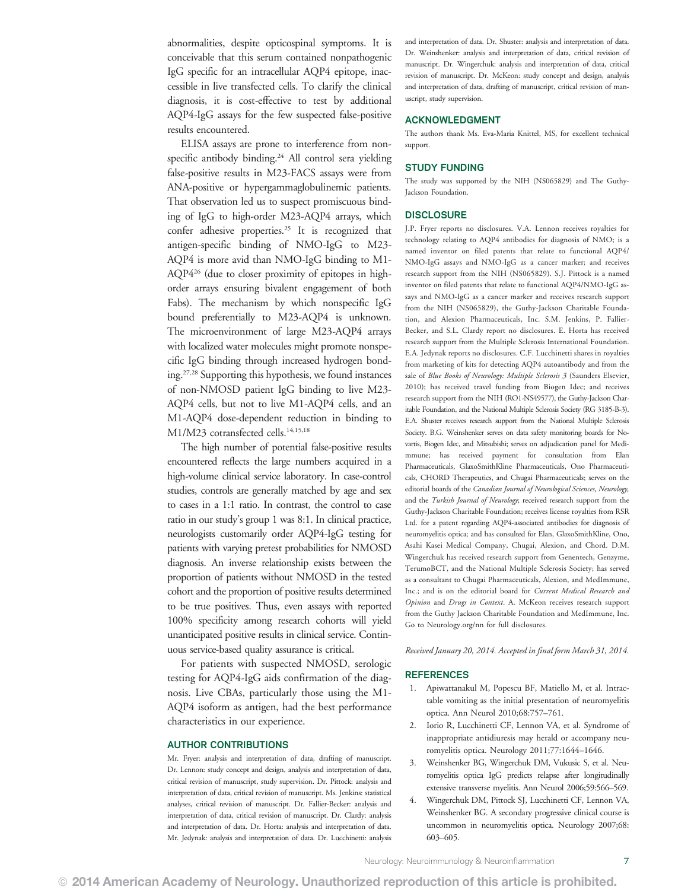abnormalities, despite opticospinal symptoms. It is conceivable that this serum contained nonpathogenic IgG specific for an intracellular AQP4 epitope, inaccessible in live transfected cells. To clarify the clinical diagnosis, it is cost-effective to test by additional AQP4-IgG assays for the few suspected false-positive results encountered.

ELISA assays are prone to interference from nonspecific antibody binding.[24] All control sera yielding false-positive results in M23-FACS assays were from ANA-positive or hypergammaglobulinemic patients. That observation led us to suspect promiscuous binding of IgG to high-order M23-AQP4 arrays, which confer adhesive properties.[25] It is recognized that antigen-specific binding of NMO-IgG to M23-AQP4 is more avid than NMO-IgG binding to M1-AQP4[26] (due to closer proximity of epitopes in high-order arrays ensuring bivalent engagement of both Fabs). The mechanism by which nonspecific IgG bound preferentially to M23-AQP4 is unknown. The microenvironment of large M23-AQP4 arrays with localized water molecules might promote nonspecific IgG binding through increased hydrogen bonding.[27,28] Supporting this hypothesis, we found instances of non-NMOSD patient IgG binding to live M23-AQP4 cells, but not to live M1-AQP4 cells, and an M1-AQP4 dose-dependent reduction in binding to M1/M23 cotransfected cells.[14,15,18]

The high number of potential false-positive results encountered reflects the large numbers acquired in a high-volume clinical service laboratory. In case-control studies, controls are generally matched by age and sex to cases in a 1:1 ratio. In contrast, the control to case ratio in our study's group 1 was 8:1. In clinical practice, neurologists customarily order AQP4-IgG testing for patients with varying pretest probabilities for NMOSD diagnosis. An inverse relationship exists between the proportion of patients without NMOSD in the tested cohort and the proportion of positive results determined to be true positives. Thus, even assays with reported 100% specificity among research cohorts will yield unanticipated positive results in clinical service. Continuous service-based quality assurance is critical.

For patients with suspected NMOSD, serologic testing for AQP4-IgG aids confirmation of the diagnosis. Live CBAs, particularly those using the M1-AQP4 isoform as antigen, had the best performance characteristics in our experience.

## AUTHOR CONTRIBUTIONS

Mr. Fryer: analysis and interpretation of data, drafting of manuscript. Dr. Lennon: study concept and design, analysis and interpretation of data, critical revision of manuscript, study supervision. Dr. Pittock: analysis and interpretation of data, critical revision of manuscript. Ms. Jenkins: statistical analyses, critical revision of manuscript. Dr. Fallier-Becker: analysis and interpretation of data, critical revision of manuscript. Dr. Clardy: analysis and interpretation of data. Dr. Horta: analysis and interpretation of data. Mr. Jedynak: analysis and interpretation of data. Dr. Lucchinetti: analysis and interpretation of data. Dr. Shuster: analysis and interpretation of data. Dr. Weinshenker: analysis and interpretation of data, critical revision of manuscript. Dr. Wingerchuk: analysis and interpretation of data, critical revision of manuscript. Dr. McKeon: study concept and design, analysis and interpretation of data, drafting of manuscript, critical revision of manuscript, study supervision.

## ACKNOWLEDGMENT

The authors thank Ms. Eva-Maria Knittel, MS, for excellent technical support.

## STUDY FUNDING

The study was supported by the NIH (NS065829) and The Guthy-Jackson Foundation.

## DISCLOSURE

J.P. Fryer reports no disclosures. V.A. Lennon receives royalties for technology relating to AQP4 antibodies for diagnosis of NMO; is a named inventor on filed patents that relate to functional AQP4/NMO-IgG assays and NMO-IgG as a cancer marker; and receives research support from the NIH (NS065829). S.J. Pittock is a named inventor on filed patents that relate to functional AQP4/NMO-IgG assays and NMO-IgG as a cancer marker and receives research support from the NIH (NS065829), the Guthy-Jackson Charitable Foundation, and Alexion Pharmaceuticals, Inc. S.M. Jenkins, P. Fallier-Becker, and S.L. Clardy report no disclosures. E. Horta has received research support from the Multiple Sclerosis International Foundation. E.A. Jedynak reports no disclosures. C.F. Lucchinetti shares in royalties from marketing of kits for detecting AQP4 autoantibody and from the sale of *Blue Books of Neurology: Multiple Sclerosis 3* (Saunders Elsevier, 2010); has received travel funding from Biogen Idec; and receives research support from the NIH (RO1-NS49577), the Guthy-Jackson Charitable Foundation, and the National Multiple Sclerosis Society (RG 3185-B-3). E.A. Shuster receives research support from the National Multiple Sclerosis Society. B.G. Weinshenker serves on data safety monitoring boards for Novartis, Biogen Idec, and Mitsubishi; serves on adjudication panel for Medimmune; has received payment for consultation from Elan Pharmaceuticals, GlaxoSmithKline Pharmaceuticals, Ono Pharmaceuticals, CHORD Therapeutics, and Chugai Pharmaceuticals; serves on the editorial boards of the *Canadian Journal of Neurological Sciences*, *Neurology*, and the *Turkish Journal of Neurology*; received research support from the Guthy-Jackson Charitable Foundation; receives license royalties from RSR Ltd. for a patent regarding AQP4-associated antibodies for diagnosis of neuromyelitis optica; and has consulted for Elan, GlaxoSmithKline, Ono, Asahi Kasei Medical Company, Chugai, Alexion, and Chord. D.M. Wingerchuk has received research support from Genentech, Genzyme, TerumoBCT, and the National Multiple Sclerosis Society; has served as a consultant to Chugai Pharmaceuticals, Alexion, and MedImmune, Inc.; and is on the editorial board for *Current Medical Research and Opinion* and *Drugs in Context*. A. McKeon receives research support from the Guthy Jackson Charitable Foundation and MedImmune, Inc. Go to Neurology.org/nn for full disclosures.

*Received January 20, 2014. Accepted in final form March 31, 2014.*

## REFERENCES

1. Apiwattanakul M, Popescu BF, Matiello M, et al. Intractable vomiting as the initial presentation of neuromyelitis optica. Ann Neurol 2010;68:757–761.
2. Iorio R, Lucchinetti CF, Lennon VA, et al. Syndrome of inappropriate antidiuresis may herald or accompany neuromyelitis optica. Neurology 2011;77:1644–1646.
3. Weinshenker BG, Wingerchuk DM, Vukusic S, et al. Neuromyelitis optica IgG predicts relapse after longitudinally extensive transverse myelitis. Ann Neurol 2006;59:566–569.
4. Wingerchuk DM, Pittock SJ, Lucchinetti CF, Lennon VA, Weinshenker BG. A secondary progressive clinical course is uncommon in neuromyelitis optica. Neurology 2007;68:603–605.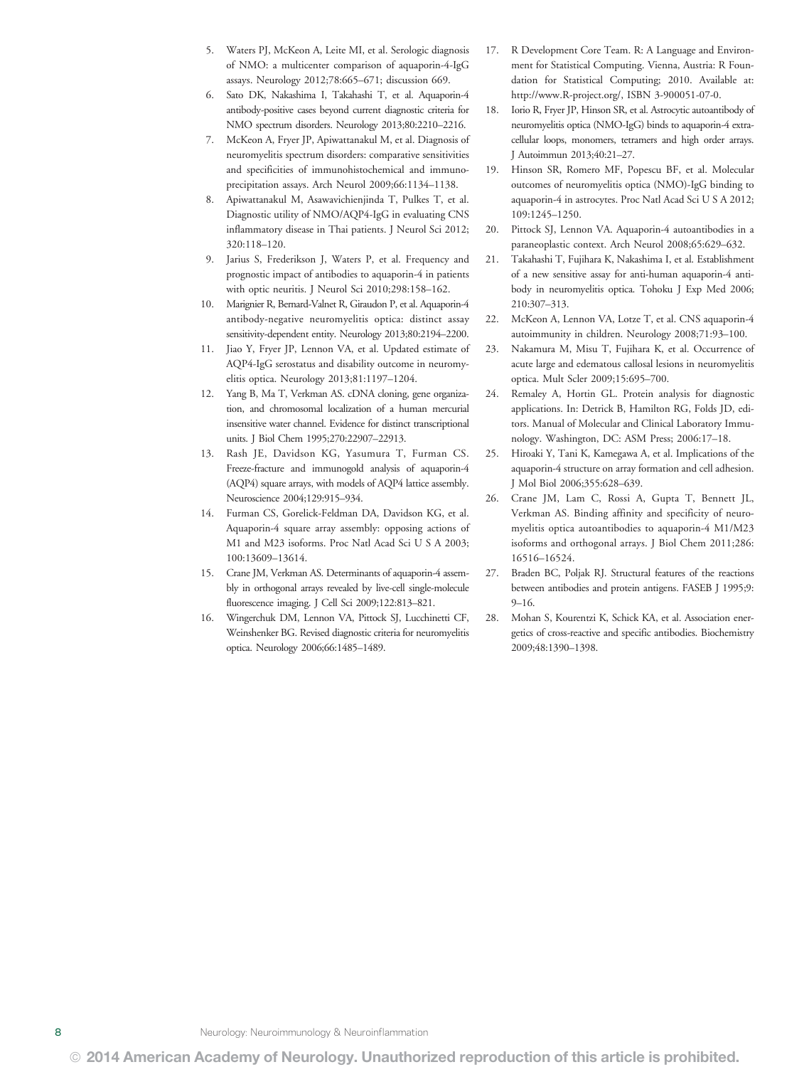5. Waters PJ, McKeon A, Leite MI, et al. Serologic diagnosis of NMO: a multicenter comparison of aquaporin-4-IgG assays. Neurology 2012;78:665–671; discussion 669.
6. Sato DK, Nakashima I, Takahashi T, et al. Aquaporin-4 antibody-positive cases beyond current diagnostic criteria for NMO spectrum disorders. Neurology 2013;80:2210–2216.
7. McKeon A, Fryer JP, Apiwattanakul M, et al. Diagnosis of neuromyelitis spectrum disorders: comparative sensitivities and specificities of immunohistochemical and immunoprecipitation assays. Arch Neurol 2009;66:1134–1138.
8. Apiwattanakul M, Asawavichienjinda T, Pulkes T, et al. Diagnostic utility of NMO/AQP4-IgG in evaluating CNS inflammatory disease in Thai patients. J Neurol Sci 2012; 320:118–120.
9. Jarius S, Frederikson J, Waters P, et al. Frequency and prognostic impact of antibodies to aquaporin-4 in patients with optic neuritis. J Neurol Sci 2010;298:158–162.
10. Marignier R, Bernard-Valnet R, Giraudon P, et al. Aquaporin-4 antibody-negative neuromyelitis optica: distinct assay sensitivity-dependent entity. Neurology 2013;80:2194–2200.
11. Jiao Y, Fryer JP, Lennon VA, et al. Updated estimate of AQP4-IgG serostatus and disability outcome in neuromyelitis optica. Neurology 2013;81:1197–1204.
12. Yang B, Ma T, Verkman AS. cDNA cloning, gene organization, and chromosomal localization of a human mercurial insensitive water channel. Evidence for distinct transcriptional units. J Biol Chem 1995;270:22907–22913.
13. Rash JE, Davidson KG, Yasumura T, Furman CS. Freeze-fracture and immunogold analysis of aquaporin-4 (AQP4) square arrays, with models of AQP4 lattice assembly. Neuroscience 2004;129:915–934.
14. Furman CS, Gorelick-Feldman DA, Davidson KG, et al. Aquaporin-4 square array assembly: opposing actions of M1 and M23 isoforms. Proc Natl Acad Sci U S A 2003; 100:13609–13614.
15. Crane JM, Verkman AS. Determinants of aquaporin-4 assembly in orthogonal arrays revealed by live-cell single-molecule fluorescence imaging. J Cell Sci 2009;122:813–821.
16. Wingerchuk DM, Lennon VA, Pittock SJ, Lucchinetti CF, Weinshenker BG. Revised diagnostic criteria for neuromyelitis optica. Neurology 2006;66:1485–1489.
17. R Development Core Team. R: A Language and Environment for Statistical Computing. Vienna, Austria: R Foundation for Statistical Computing; 2010. Available at: http://www.R-project.org/, ISBN 3-900051-07-0.
18. Iorio R, Fryer JP, Hinson SR, et al. Astrocytic autoantibody of neuromyelitis optica (NMO-IgG) binds to aquaporin-4 extracellular loops, monomers, tetramers and high order arrays. J Autoimmun 2013;40:21–27.
19. Hinson SR, Romero MF, Popescu BF, et al. Molecular outcomes of neuromyelitis optica (NMO)-IgG binding to aquaporin-4 in astrocytes. Proc Natl Acad Sci U S A 2012; 109:1245–1250.
20. Pittock SJ, Lennon VA. Aquaporin-4 autoantibodies in a paraneoplastic context. Arch Neurol 2008;65:629–632.
21. Takahashi T, Fujihara K, Nakashima I, et al. Establishment of a new sensitive assay for anti-human aquaporin-4 antibody in neuromyelitis optica. Tohoku J Exp Med 2006; 210:307–313.
22. McKeon A, Lennon VA, Lotze T, et al. CNS aquaporin-4 autoimmunity in children. Neurology 2008;71:93–100.
23. Nakamura M, Misu T, Fujihara K, et al. Occurrence of acute large and edematous callosal lesions in neuromyelitis optica. Mult Scler 2009;15:695–700.
24. Remaley A, Hortin GL. Protein analysis for diagnostic applications. In: Detrick B, Hamilton RG, Folds JD, editors. Manual of Molecular and Clinical Laboratory Immunology. Washington, DC: ASM Press; 2006:17–18.
25. Hiroaki Y, Tani K, Kamegawa A, et al. Implications of the aquaporin-4 structure on array formation and cell adhesion. J Mol Biol 2006;355:628–639.
26. Crane JM, Lam C, Rossi A, Gupta T, Bennett JL, Verkman AS. Binding affinity and specificity of neuromyelitis optica autoantibodies to aquaporin-4 M1/M23 isoforms and orthogonal arrays. J Biol Chem 2011;286: 16516–16524.
27. Braden BC, Poljak RJ. Structural features of the reactions between antibodies and protein antigens. FASEB J 1995;9: 9–16.
28. Mohan S, Kourentzi K, Schick KA, et al. Association energetics of cross-reactive and specific antibodies. Biochemistry 2009;48:1390–1398.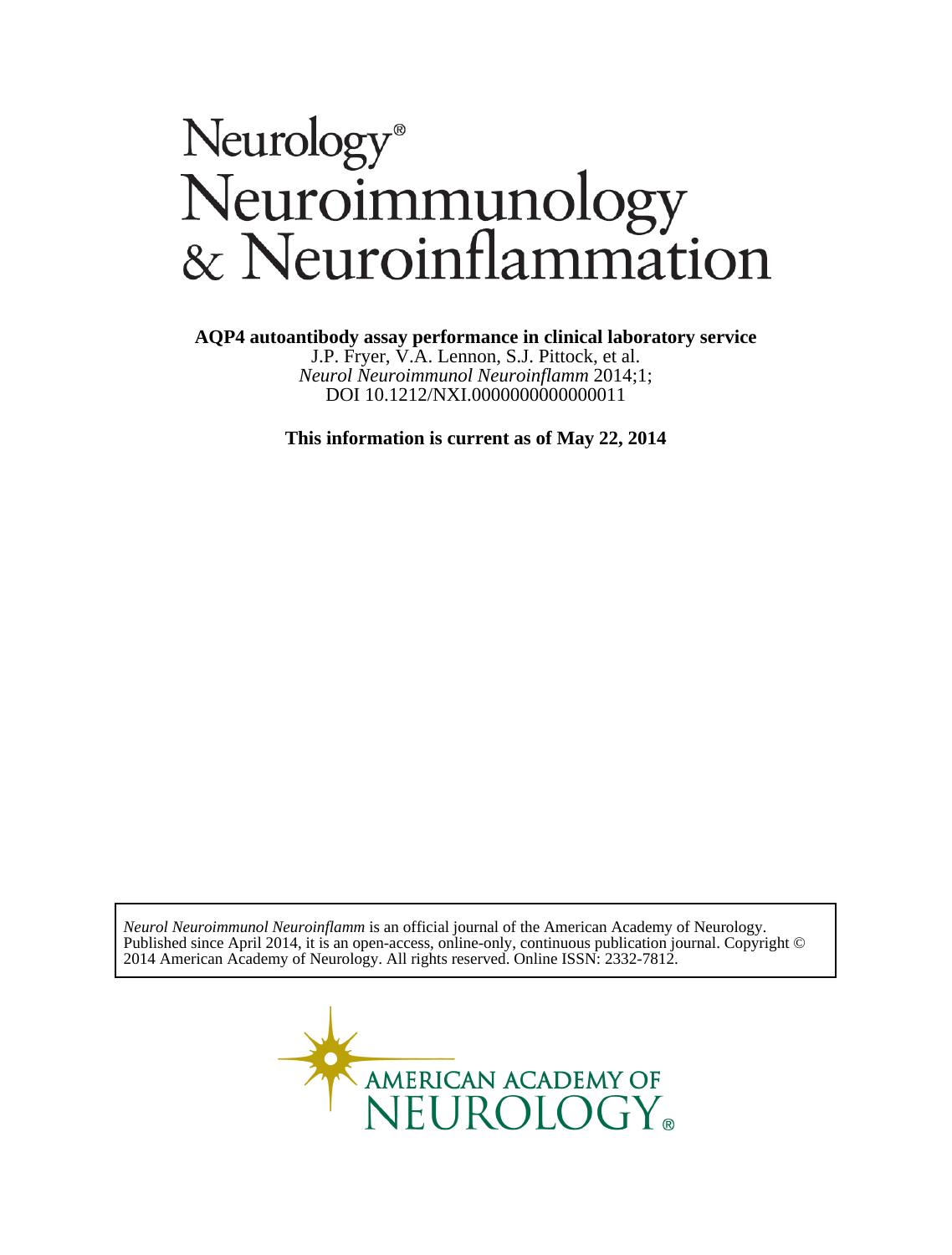# Neurology® Neuroimmunology & Neuroinflammation

**AQP4 autoantibody assay performance in clinical laboratory service**

J.P. Fryer, V.A. Lennon, S.J. Pittock, et al.

*Neurol Neuroimmunol Neuroinflamm* 2014;1;

DOI 10.1212/NXI.0000000000000011

**This information is current as of May 22, 2014**

*Neurol Neuroimmunol Neuroinflamm* is an official journal of the American Academy of Neurology. Published since April 2014, it is an open-access, online-only, continuous publication journal. Copyright © 2014 American Academy of Neurology. All rights reserved. Online ISSN: 2332-7812.

AMERICAN ACADEMY OF NEUROLOGY®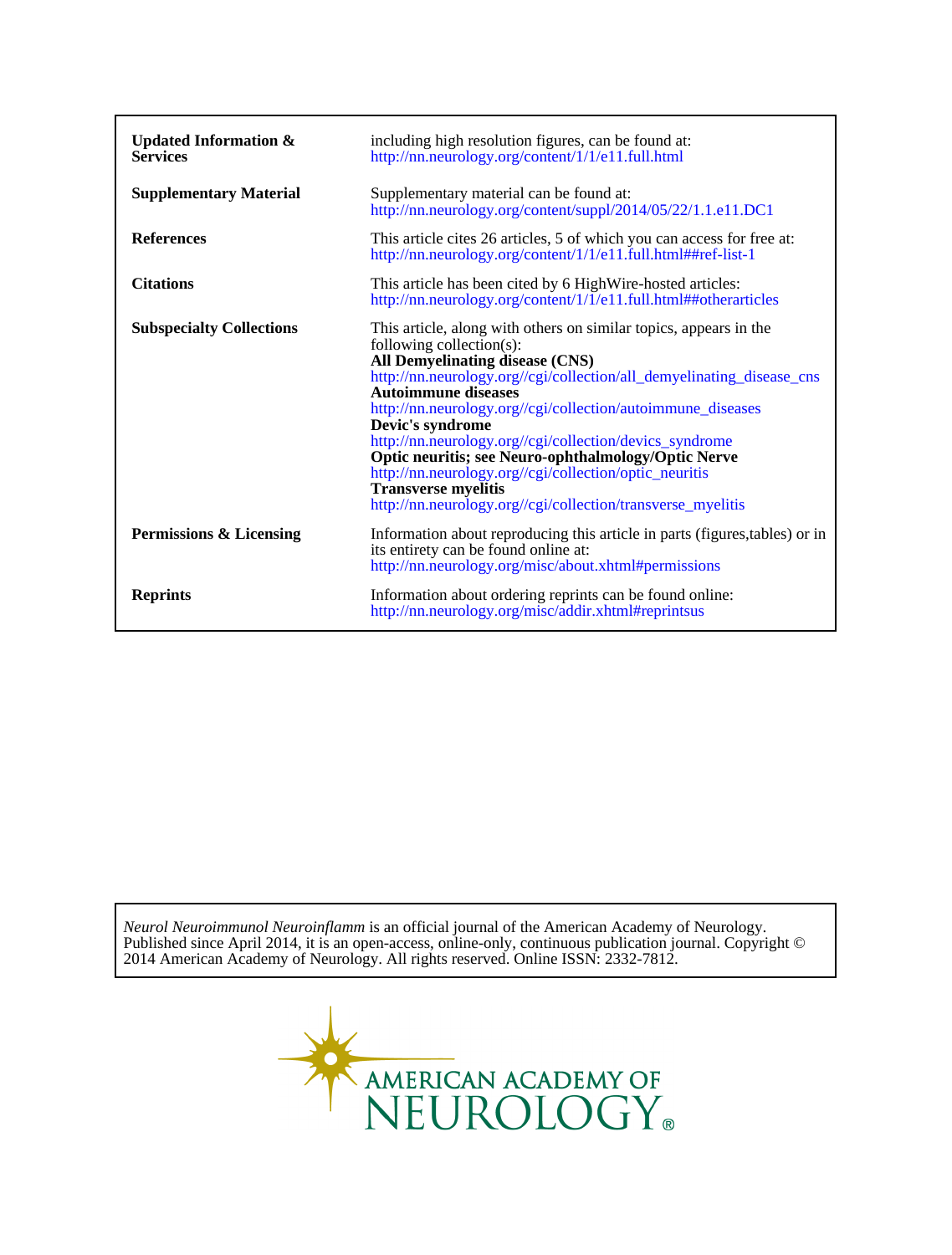| | |
|---|---|
| **Updated Information & Services** | including high resolution figures, can be found at: http://nn.neurology.org/content/1/1/e11.full.html |
| **Supplementary Material** | Supplementary material can be found at: http://nn.neurology.org/content/suppl/2014/05/22/1.1.e11.DC1 |
| **References** | This article cites 26 articles, 5 of which you can access for free at: http://nn.neurology.org/content/1/1/e11.full.html##ref-list-1 |
| **Citations** | This article has been cited by 6 HighWire-hosted articles: http://nn.neurology.org/content/1/1/e11.full.html##otherarticles |
| **Subspecialty Collections** | This article, along with others on similar topics, appears in the following collection(s): **All Demyelinating disease (CNS)** http://nn.neurology.org//cgi/collection/all_demyelinating_disease_cns **Autoimmune diseases** http://nn.neurology.org//cgi/collection/autoimmune_diseases **Devic's syndrome** http://nn.neurology.org//cgi/collection/devics_syndrome **Optic neuritis; see Neuro-ophthalmology/Optic Nerve** http://nn.neurology.org//cgi/collection/optic_neuritis **Transverse myelitis** http://nn.neurology.org//cgi/collection/transverse_myelitis |
| **Permissions & Licensing** | Information about reproducing this article in parts (figures,tables) or in its entirety can be found online at: http://nn.neurology.org/misc/about.xhtml#permissions |
| **Reprints** | Information about ordering reprints can be found online: http://nn.neurology.org/misc/addir.xhtml#reprintsus |

*Neurol Neuroimmunol Neuroinflamm* is an official journal of the American Academy of Neurology. Published since April 2014, it is an open-access, online-only, continuous publication journal. Copyright © 2014 American Academy of Neurology. All rights reserved. Online ISSN: 2332-7812.

AMERICAN ACADEMY OF NEUROLOGY®